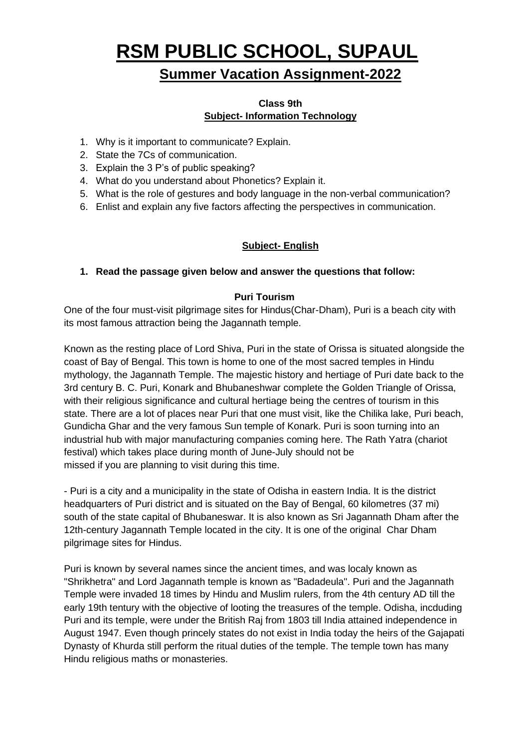# RSM PUBLIC SCHOOL, SUPAUL

## Summer Vacation Assignment-2022

**Class 9th**
**Subject- Information Technology**

1. Why is it important to communicate? Explain.
2. State the 7Cs of communication.
3. Explain the 3 P's of public speaking?
4. What do you understand about Phonetics? Explain it.
5. What is the role of gestures and body language in the non-verbal communication?
6. Enlist and explain any five factors affecting the perspectives in communication.

**Subject- English**

**1. Read the passage given below and answer the questions that follow:**

**Puri Tourism**

One of the four must-visit pilgrimage sites for Hindus(Char-Dham), Puri is a beach city with its most famous attraction being the Jagannath temple.

Known as the resting place of Lord Shiva, Puri in the state of Orissa is situated alongside the coast of Bay of Bengal. This town is home to one of the most sacred temples in Hindu mythology, the Jagannath Temple. The majestic history and hertiage of Puri date back to the 3rd century B. C. Puri, Konark and Bhubaneshwar complete the Golden Triangle of Orissa, with their religious significance and cultural hertiage being the centres of tourism in this state. There are a lot of places near Puri that one must visit, like the Chilika lake, Puri beach, Gundicha Ghar and the very famous Sun temple of Konark. Puri is soon turning into an industrial hub with major manufacturing companies coming here. The Rath Yatra (chariot festival) which takes place during month of June-July should not be missed if you are planning to visit during this time.

- Puri is a city and a municipality in the state of Odisha in eastern India. It is the district headquarters of Puri district and is situated on the Bay of Bengal, 60 kilometres (37 mi) south of the state capital of Bhubaneswar. It is also known as Sri Jagannath Dham after the 12th-century Jagannath Temple located in the city. It is one of the original Char Dham pilgrimage sites for Hindus.

Puri is known by several names since the ancient times, and was localy known as "Shrikhetra" and Lord Jagannath temple is known as "Badadeula". Puri and the Jagannath Temple were invaded 18 times by Hindu and Muslim rulers, from the 4th century AD till the early 19th tentury with the objective of looting the treasures of the temple. Odisha, incduding Puri and its temple, were under the British Raj from 1803 till India attained independence in August 1947. Even though princely states do not exist in India today the heirs of the Gajapati Dynasty of Khurda still perform the ritual duties of the temple. The temple town has many Hindu religious maths or monasteries.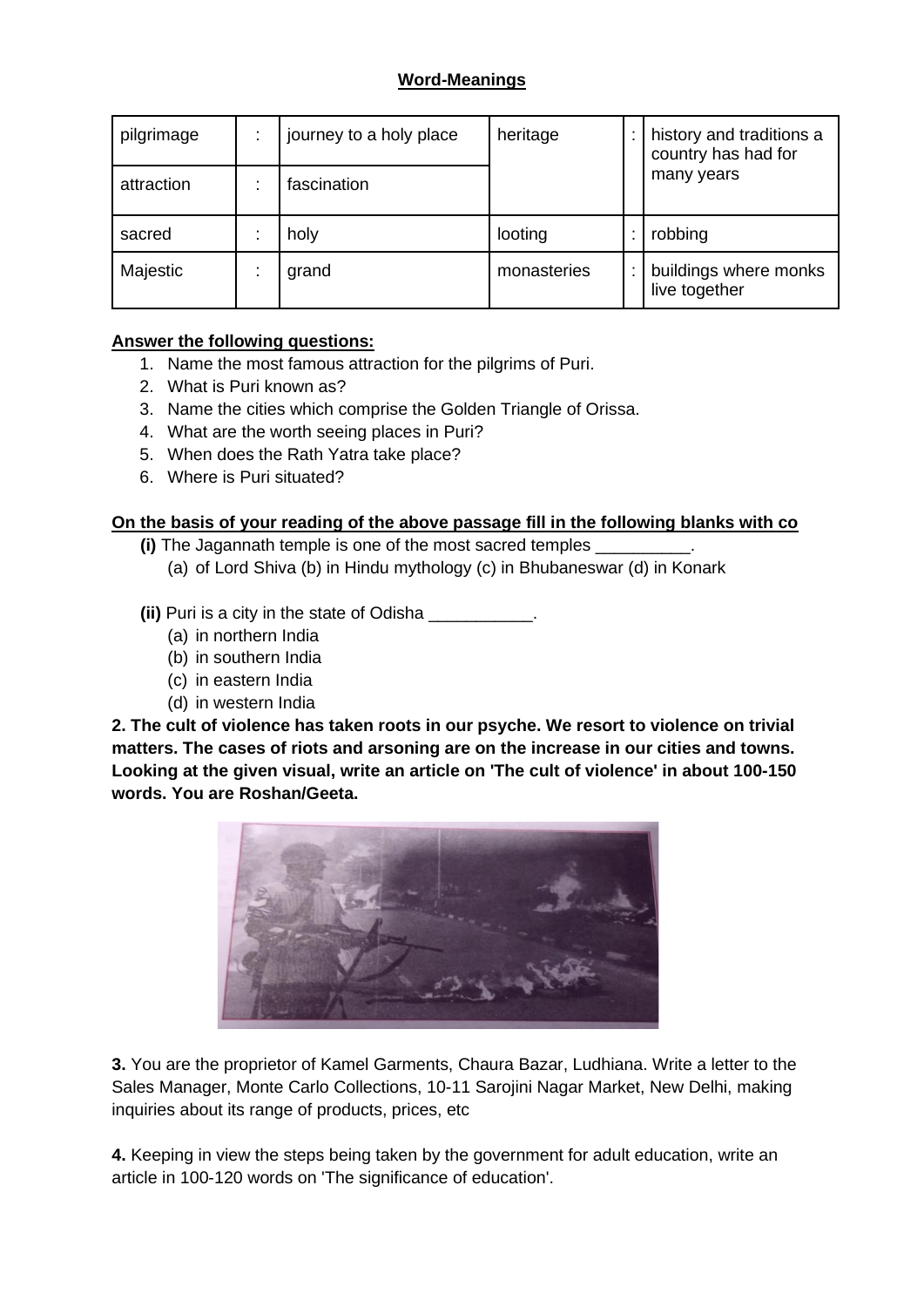**Word-Meanings**

| | | | | | |
|---|---|---|---|---|---|
| pilgrimage | : | journey to a holy place | heritage | : | history and traditions a country has had for many years |
| attraction | : | fascination | | | |
| sacred | : | holy | looting | : | robbing |
| Majestic | : | grand | monasteries | : | buildings where monks live together |

**Answer the following questions:**

1. Name the most famous attraction for the pilgrims of Puri.
2. What is Puri known as?
3. Name the cities which comprise the Golden Triangle of Orissa.
4. What are the worth seeing places in Puri?
5. When does the Rath Yatra take place?
6. Where is Puri situated?

**On the basis of your reading of the above passage fill in the following blanks with co**

**(i)** The Jagannath temple is one of the most sacred temples __________.

(a) of Lord Shiva (b) in Hindu mythology (c) in Bhubaneswar (d) in Konark

**(ii)** Puri is a city in the state of Odisha ___________.

(a) in northern India
(b) in southern India
(c) in eastern India
(d) in western India

**2. The cult of violence has taken roots in our psyche. We resort to violence on trivial matters. The cases of riots and arsoning are on the increase in our cities and towns. Looking at the given visual, write an article on 'The cult of violence' in about 100-150 words. You are Roshan/Geeta.**

**3.** You are the proprietor of Kamel Garments, Chaura Bazar, Ludhiana. Write a letter to the Sales Manager, Monte Carlo Collections, 10-11 Sarojini Nagar Market, New Delhi, making inquiries about its range of products, prices, etc

**4.** Keeping in view the steps being taken by the government for adult education, write an article in 100-120 words on 'The significance of education'.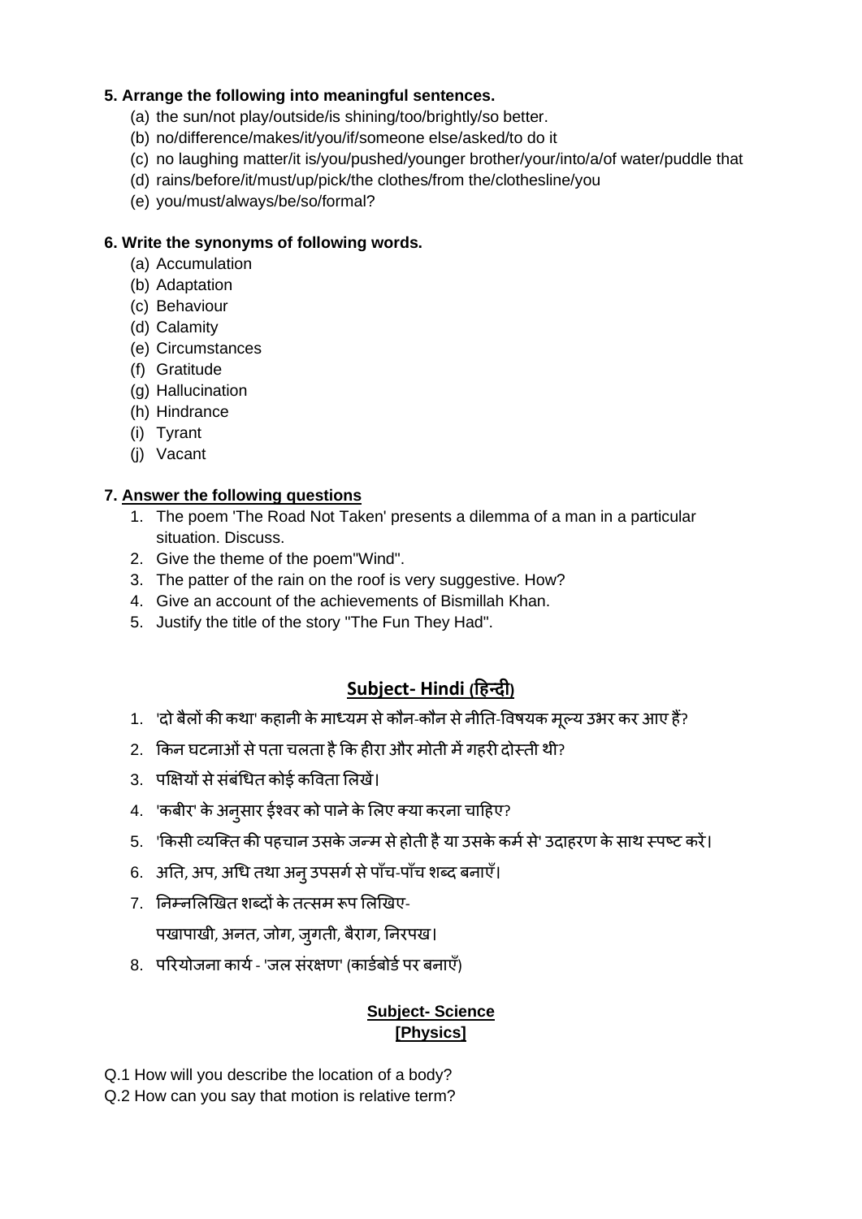**5. Arrange the following into meaningful sentences.**

(a) the sun/not play/outside/is shining/too/brightly/so better.

(b) no/difference/makes/it/you/if/someone else/asked/to do it

(c) no laughing matter/it is/you/pushed/younger brother/your/into/a/of water/puddle that

(d) rains/before/it/must/up/pick/the clothes/from the/clothesline/you

(e) you/must/always/be/so/formal?

**6. Write the synonyms of following words.**

(a) Accumulation

(b) Adaptation

(c) Behaviour

(d) Calamity

(e) Circumstances

(f) Gratitude

(g) Hallucination

(h) Hindrance

(i) Tyrant

(j) Vacant

**7. <u>Answer the following questions</u>**

1. The poem 'The Road Not Taken' presents a dilemma of a man in a particular situation. Discuss.
2. Give the theme of the poem"Wind".
3. The patter of the rain on the roof is very suggestive. How?
4. Give an account of the achievements of Bismillah Khan.
5. Justify the title of the story "The Fun They Had".

## Subject- Hindi (हिन्दी)

1. 'दो बैलों की कथा' कहानी के माध्यम से कौन-कौन से नीति-विषयक मूल्य उभर कर आए हैं?
2. किन घटनाओं से पता चलता है कि हीरा और मोती में गहरी दोस्ती थी?
3. पक्षियों से संबंधित कोई कविता लिखें।
4. 'कबीर' के अनुसार ईश्वर को पाने के लिए क्या करना चाहिए?
5. 'किसी व्यक्ति की पहचान उसके जन्म से होती है या उसके कर्म से' उदाहरण के साथ स्पष्ट करें।
6. अति, अप, अधि तथा अनु उपसर्ग से पाँच-पाँच शब्द बनाएँ।
7. निम्नलिखित शब्दों के तत्सम रूप लिखिए-

   पखापाखी, अनत, जोग, जुगती, बैराग, निरपख।
8. परियोजना कार्य - 'जल संरक्षण' (कार्डबोर्ड पर बनाएँ)

**<u>Subject- Science</u>**

**<u>[Physics]</u>**

Q.1 How will you describe the location of a body?

Q.2 How can you say that motion is relative term?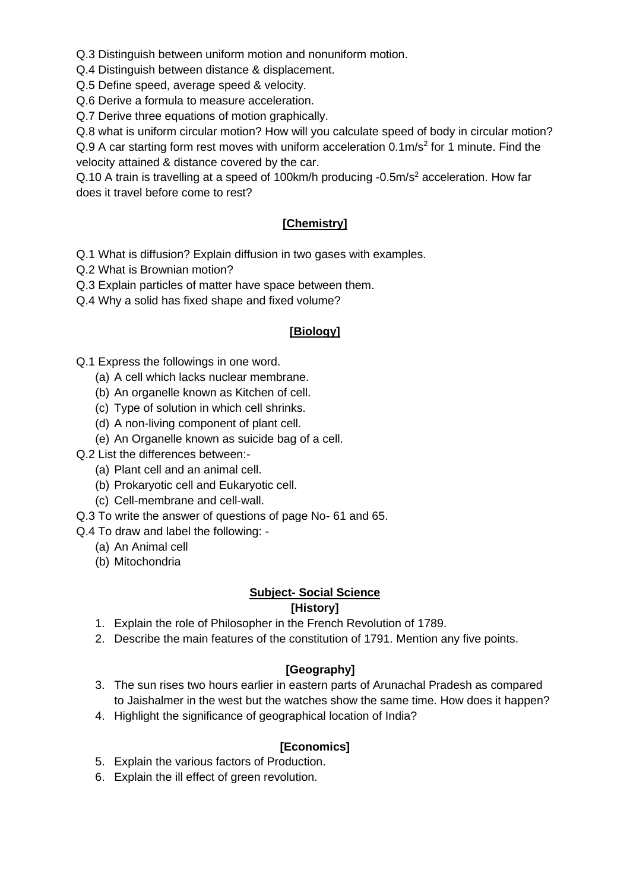Q.3 Distinguish between uniform motion and nonuniform motion.

Q.4 Distinguish between distance & displacement.

Q.5 Define speed, average speed & velocity.

Q.6 Derive a formula to measure acceleration.

Q.7 Derive three equations of motion graphically.

Q.8 what is uniform circular motion? How will you calculate speed of body in circular motion?

Q.9 A car starting form rest moves with uniform acceleration $0.1 m/s^2$ for 1 minute. Find the velocity attained & distance covered by the car.

Q.10 A train is travelling at a speed of 100km/h producing $-0.5 m/s^2$ acceleration. How far does it travel before come to rest?

## [Chemistry]

Q.1 What is diffusion? Explain diffusion in two gases with examples.

Q.2 What is Brownian motion?

Q.3 Explain particles of matter have space between them.

Q.4 Why a solid has fixed shape and fixed volume?

## [Biology]

Q.1 Express the followings in one word.

- (a) A cell which lacks nuclear membrane.
- (b) An organelle known as Kitchen of cell.
- (c) Type of solution in which cell shrinks.
- (d) A non-living component of plant cell.
- (e) An Organelle known as suicide bag of a cell.

Q.2 List the differences between:-

- (a) Plant cell and an animal cell.
- (b) Prokaryotic cell and Eukaryotic cell.
- (c) Cell-membrane and cell-wall.

Q.3 To write the answer of questions of page No- 61 and 65.

Q.4 To draw and label the following: -

- (a) An Animal cell
- (b) Mitochondria

## Subject- Social Science

### [History]

1. Explain the role of Philosopher in the French Revolution of 1789.
2. Describe the main features of the constitution of 1791. Mention any five points.

### [Geography]

3. The sun rises two hours earlier in eastern parts of Arunachal Pradesh as compared to Jaishalmer in the west but the watches show the same time. How does it happen?
4. Highlight the significance of geographical location of India?

### [Economics]

5. Explain the various factors of Production.
6. Explain the ill effect of green revolution.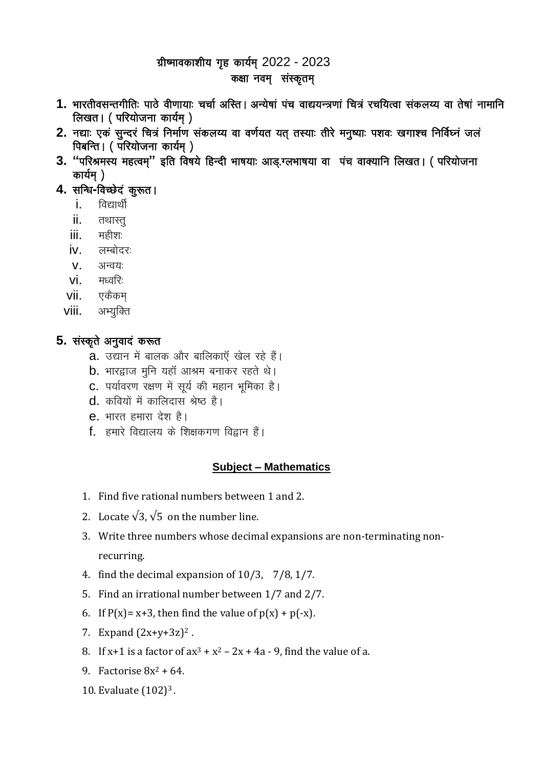# ग्रीष्मावकाशीय गृह कार्यम् 2022 - 2023

## कक्षा नवम् संस्कृतम्

1. भारतीवसन्तगीतिः पाठे वीणायाः चर्चा अस्ति। अन्येषां पंच वाद्ययन्त्रणां चित्रं रचयित्वा संकलय्य वा तेषां नामानि लिखत। ( परियोजना कार्यम् )
2. नद्याः एकं सुन्दरं चित्रं निर्माण संकलय्य वा वर्णयत यत् तस्याः तीरे मनुष्याः पशवः खगाश्च निर्विघ्नं जलं पिबन्ति। ( परियोजना कार्यम् )
3. "परिश्रमस्य महत्वम्" इति विषये हिन्दी भाषयाः आङ्ग्लभाषया वा पंच वाक्यानि लिखत। ( परियोजना कार्यम् )
4. सन्धि-विच्छेदं कुरूत।
   i. विद्यार्थी
   ii. तथास्तु
   iii. महीशः
   iv. लम्बोदरः
   v. अन्वयः
   vi. मध्वरिः
   vii. एकैकम्
   viii. अभ्युक्ति
5. संस्कृते अनुवादं करूत
   a. उद्यान में बालक और बालिकाएँ खेल रहे हैं।
   b. भारद्वाज मुनि यहाँ आश्रम बनाकर रहते थे।
   c. पर्यावरण रक्षण में सूर्य की महान भूमिका है।
   d. कवियों में कालिदास श्रेष्ठ है।
   e. भारत हमारा देश है।
   f. हमारे विद्यालय के शिक्षकगण विद्वान हैं।

## Subject – Mathematics

1. Find five rational numbers between 1 and 2.
2. Locate $\sqrt{3}$, $\sqrt{5}$ on the number line.
3. Write three numbers whose decimal expansions are non-terminating non-recurring.
4. find the decimal expansion of $10/3$, $7/8$, $1/7$.
5. Find an irrational number between $1/7$ and $2/7$.
6. If $P(x) = x+3$, then find the value of $p(x) + p(-x)$.
7. Expand $(2x+y+3z)^2$.
8. If $x+1$ is a factor of $ax^3 + x^2 - 2x + 4a - 9$, find the value of a.
9. Factorise $8x^2 + 64$.
10. Evaluate $(102)^3$.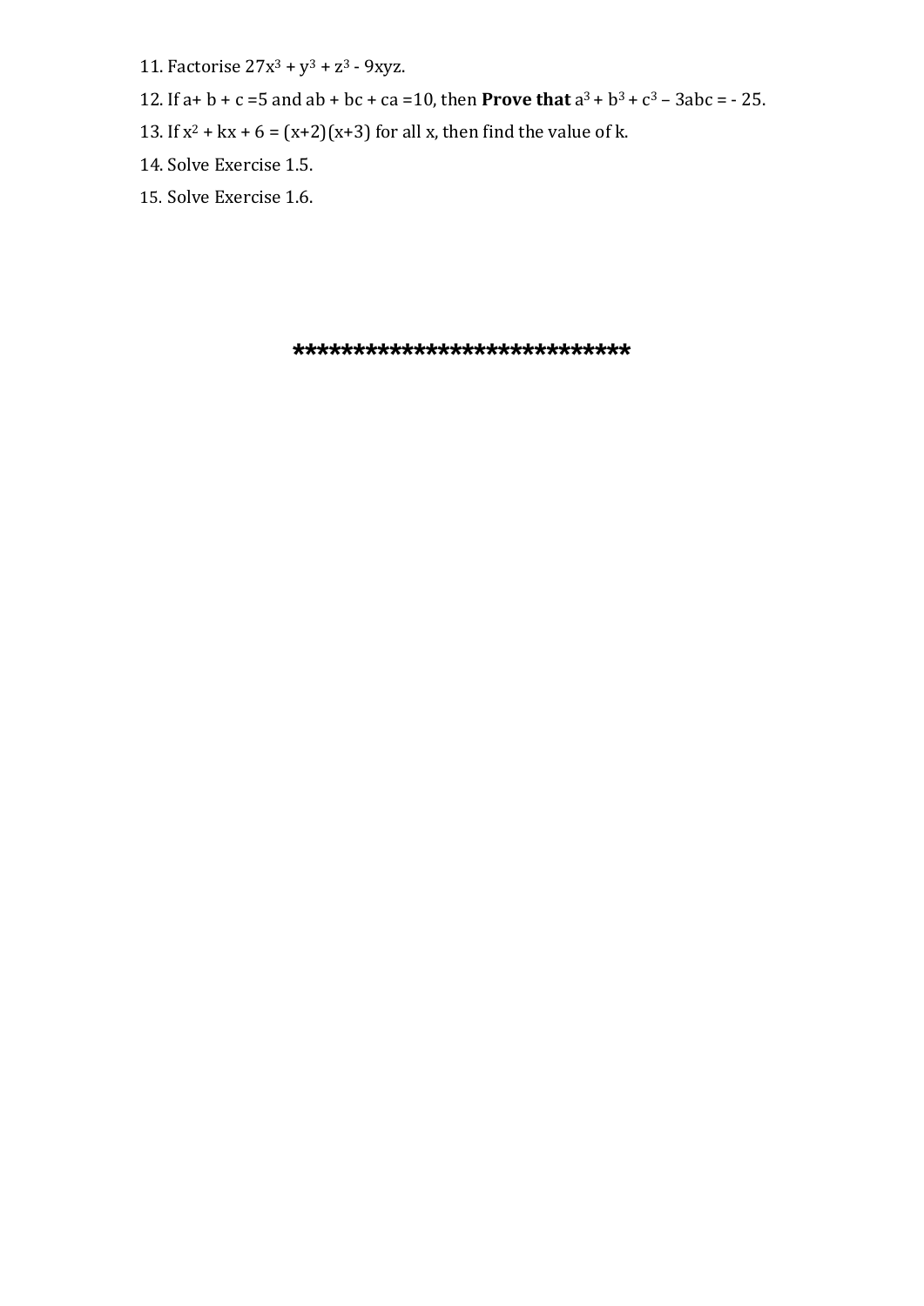11. Factorise $27x^3 + y^3 + z^3 - 9xyz$.
12. If $a+ b + c =5$ and $ab + bc + ca =10$, then **Prove that** $a^3 + b^3 + c^3 – 3abc = - 25$.
13. If $x^2 + kx + 6 = (x+2)(x+3)$ for all x, then find the value of k.
14. Solve Exercise 1.5.
15. Solve Exercise 1.6.

*****************************